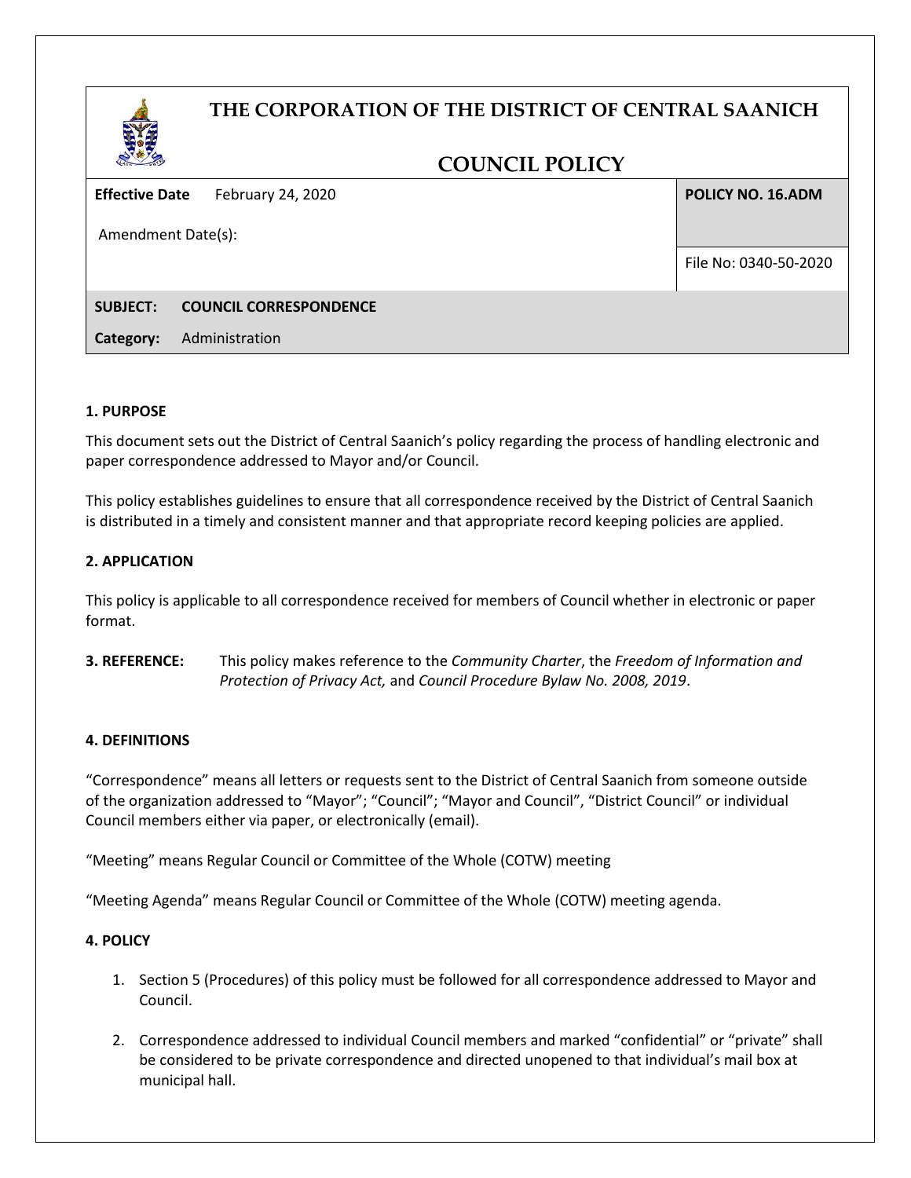# THE CORPORATION OF THE DISTRICT OF CENTRAL SAANICH

## COUNCIL POLICY

| **Effective Date** February 24, 2020 | **POLICY NO. 16.ADM** |
| --- | --- |
| Amendment Date(s): | |
| | File No: 0340-50-2020 |
| **SUBJECT:** **COUNCIL CORRESPONDENCE** | |
| **Category:** Administration | |

### 1. PURPOSE

This document sets out the District of Central Saanich's policy regarding the process of handling electronic and paper correspondence addressed to Mayor and/or Council.

This policy establishes guidelines to ensure that all correspondence received by the District of Central Saanich is distributed in a timely and consistent manner and that appropriate record keeping policies are applied.

### 2. APPLICATION

This policy is applicable to all correspondence received for members of Council whether in electronic or paper format.

**3. REFERENCE:** This policy makes reference to the *Community Charter*, the *Freedom of Information and Protection of Privacy Act,* and *Council Procedure Bylaw No. 2008, 2019*.

### 4. DEFINITIONS

"Correspondence" means all letters or requests sent to the District of Central Saanich from someone outside of the organization addressed to "Mayor"; "Council"; "Mayor and Council", "District Council" or individual Council members either via paper, or electronically (email).

"Meeting" means Regular Council or Committee of the Whole (COTW) meeting

"Meeting Agenda" means Regular Council or Committee of the Whole (COTW) meeting agenda.

### 4. POLICY

1. Section 5 (Procedures) of this policy must be followed for all correspondence addressed to Mayor and Council.

2. Correspondence addressed to individual Council members and marked "confidential" or "private" shall be considered to be private correspondence and directed unopened to that individual's mail box at municipal hall.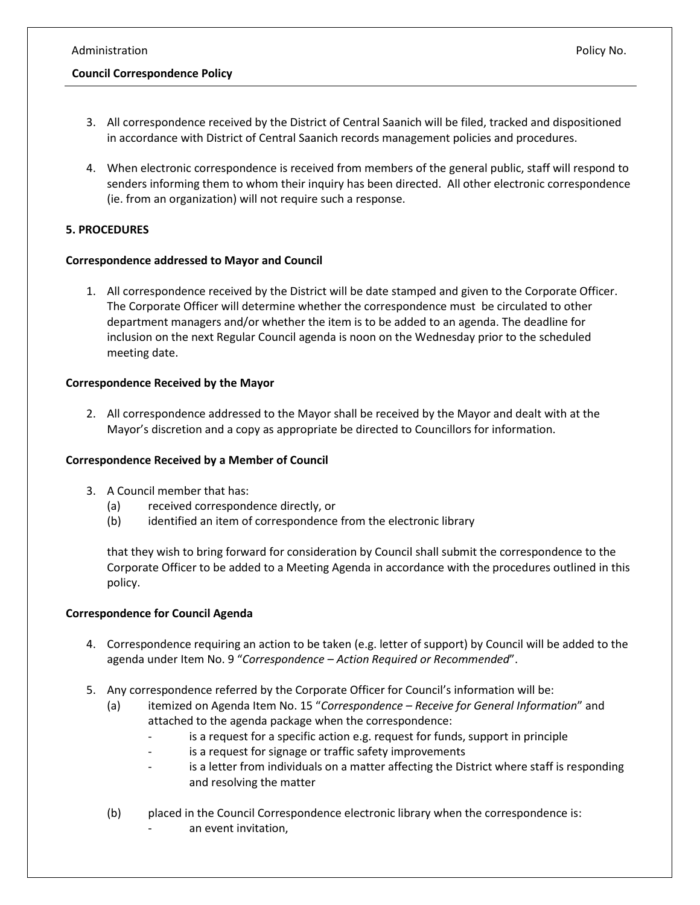3. All correspondence received by the District of Central Saanich will be filed, tracked and dispositioned in accordance with District of Central Saanich records management policies and procedures.

4. When electronic correspondence is received from members of the general public, staff will respond to senders informing them to whom their inquiry has been directed. All other electronic correspondence (ie. from an organization) will not require such a response.

**5. PROCEDURES**

**Correspondence addressed to Mayor and Council**

1. All correspondence received by the District will be date stamped and given to the Corporate Officer. The Corporate Officer will determine whether the correspondence must be circulated to other department managers and/or whether the item is to be added to an agenda. The deadline for inclusion on the next Regular Council agenda is noon on the Wednesday prior to the scheduled meeting date.

**Correspondence Received by the Mayor**

2. All correspondence addressed to the Mayor shall be received by the Mayor and dealt with at the Mayor's discretion and a copy as appropriate be directed to Councillors for information.

**Correspondence Received by a Member of Council**

3. A Council member that has:
   (a) received correspondence directly, or
   (b) identified an item of correspondence from the electronic library

   that they wish to bring forward for consideration by Council shall submit the correspondence to the Corporate Officer to be added to a Meeting Agenda in accordance with the procedures outlined in this policy.

**Correspondence for Council Agenda**

4. Correspondence requiring an action to be taken (e.g. letter of support) by Council will be added to the agenda under Item No. 9 "*Correspondence – Action Required or Recommended*".

5. Any correspondence referred by the Corporate Officer for Council's information will be:
   (a) itemized on Agenda Item No. 15 "*Correspondence – Receive for General Information*" and attached to the agenda package when the correspondence:
      - is a request for a specific action e.g. request for funds, support in principle
      - is a request for signage or traffic safety improvements
      - is a letter from individuals on a matter affecting the District where staff is responding and resolving the matter

   (b) placed in the Council Correspondence electronic library when the correspondence is:
      - an event invitation,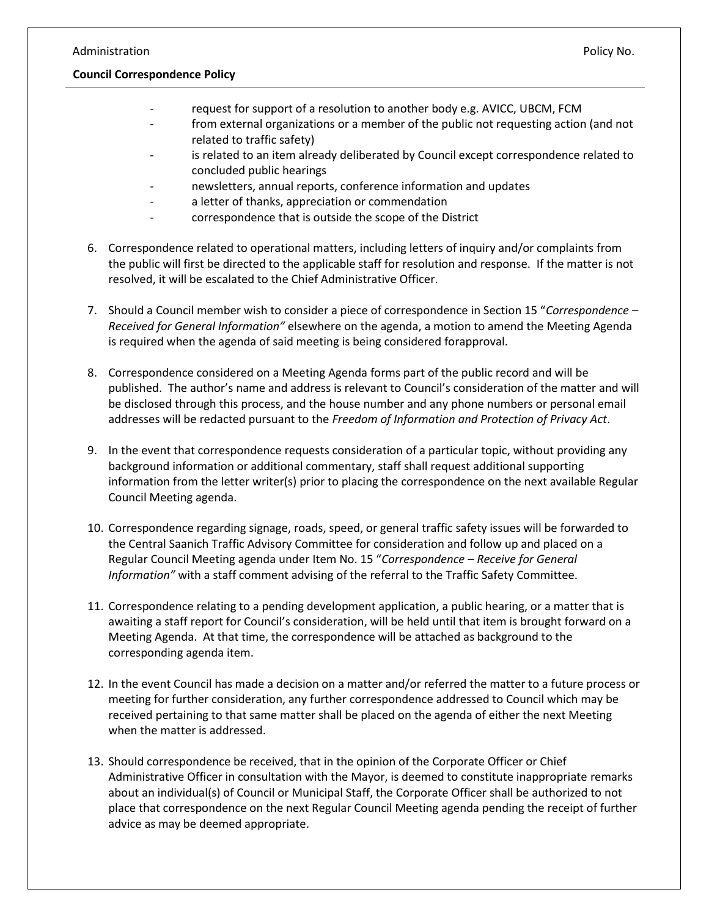- request for support of a resolution to another body e.g. AVICC, UBCM, FCM
- from external organizations or a member of the public not requesting action (and not related to traffic safety)
- is related to an item already deliberated by Council except correspondence related to concluded public hearings
- newsletters, annual reports, conference information and updates
- a letter of thanks, appreciation or commendation
- correspondence that is outside the scope of the District

6. Correspondence related to operational matters, including letters of inquiry and/or complaints from the public will first be directed to the applicable staff for resolution and response. If the matter is not resolved, it will be escalated to the Chief Administrative Officer.

7. Should a Council member wish to consider a piece of correspondence in Section 15 "*Correspondence – Received for General Information"* elsewhere on the agenda, a motion to amend the Meeting Agenda is required when the agenda of said meeting is being considered forapproval.

8. Correspondence considered on a Meeting Agenda forms part of the public record and will be published. The author's name and address is relevant to Council's consideration of the matter and will be disclosed through this process, and the house number and any phone numbers or personal email addresses will be redacted pursuant to the *Freedom of Information and Protection of Privacy Act*.

9. In the event that correspondence requests consideration of a particular topic, without providing any background information or additional commentary, staff shall request additional supporting information from the letter writer(s) prior to placing the correspondence on the next available Regular Council Meeting agenda.

10. Correspondence regarding signage, roads, speed, or general traffic safety issues will be forwarded to the Central Saanich Traffic Advisory Committee for consideration and follow up and placed on a Regular Council Meeting agenda under Item No. 15 "*Correspondence – Receive for General Information"* with a staff comment advising of the referral to the Traffic Safety Committee.

11. Correspondence relating to a pending development application, a public hearing, or a matter that is awaiting a staff report for Council's consideration, will be held until that item is brought forward on a Meeting Agenda. At that time, the correspondence will be attached as background to the corresponding agenda item.

12. In the event Council has made a decision on a matter and/or referred the matter to a future process or meeting for further consideration, any further correspondence addressed to Council which may be received pertaining to that same matter shall be placed on the agenda of either the next Meeting when the matter is addressed.

13. Should correspondence be received, that in the opinion of the Corporate Officer or Chief Administrative Officer in consultation with the Mayor, is deemed to constitute inappropriate remarks about an individual(s) of Council or Municipal Staff, the Corporate Officer shall be authorized to not place that correspondence on the next Regular Council Meeting agenda pending the receipt of further advice as may be deemed appropriate.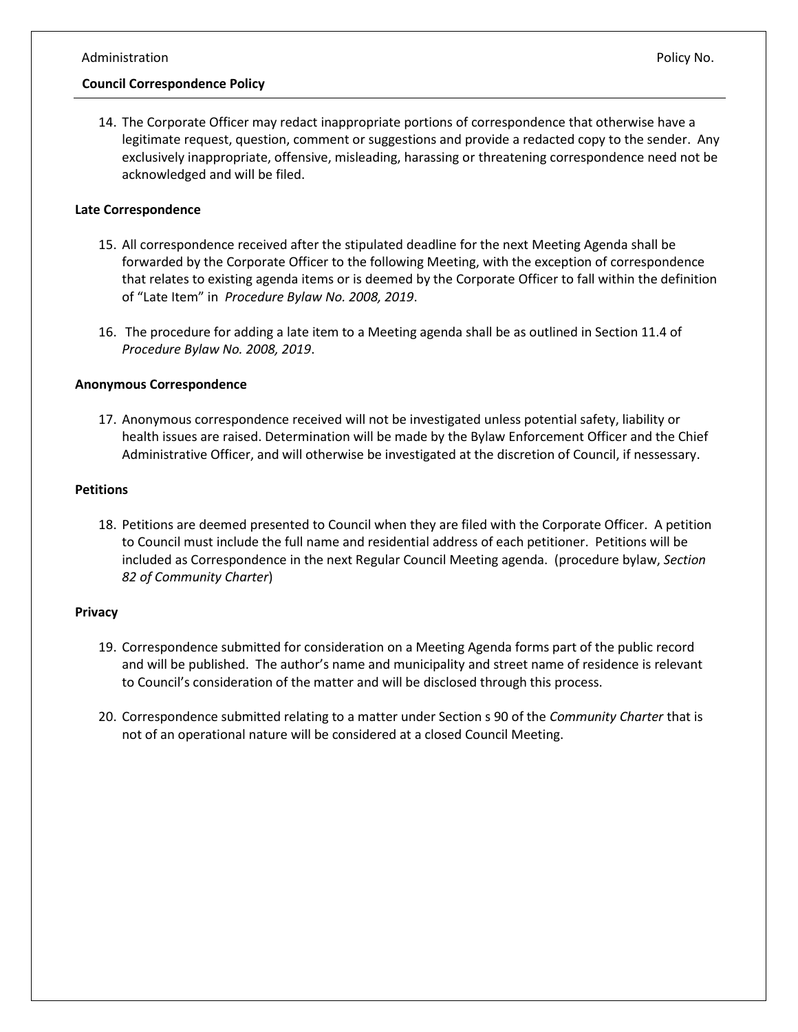14. The Corporate Officer may redact inappropriate portions of correspondence that otherwise have a legitimate request, question, comment or suggestions and provide a redacted copy to the sender. Any exclusively inappropriate, offensive, misleading, harassing or threatening correspondence need not be acknowledged and will be filed.

**Late Correspondence**

15. All correspondence received after the stipulated deadline for the next Meeting Agenda shall be forwarded by the Corporate Officer to the following Meeting, with the exception of correspondence that relates to existing agenda items or is deemed by the Corporate Officer to fall within the definition of "Late Item" in *Procedure Bylaw No. 2008, 2019*.

16. The procedure for adding a late item to a Meeting agenda shall be as outlined in Section 11.4 of *Procedure Bylaw No. 2008, 2019*.

**Anonymous Correspondence**

17. Anonymous correspondence received will not be investigated unless potential safety, liability or health issues are raised. Determination will be made by the Bylaw Enforcement Officer and the Chief Administrative Officer, and will otherwise be investigated at the discretion of Council, if nessessary.

**Petitions**

18. Petitions are deemed presented to Council when they are filed with the Corporate Officer. A petition to Council must include the full name and residential address of each petitioner. Petitions will be included as Correspondence in the next Regular Council Meeting agenda. (procedure bylaw, *Section 82 of Community Charter*)

**Privacy**

19. Correspondence submitted for consideration on a Meeting Agenda forms part of the public record and will be published. The author's name and municipality and street name of residence is relevant to Council's consideration of the matter and will be disclosed through this process.

20. Correspondence submitted relating to a matter under Section s 90 of the *Community Charter* that is not of an operational nature will be considered at a closed Council Meeting.